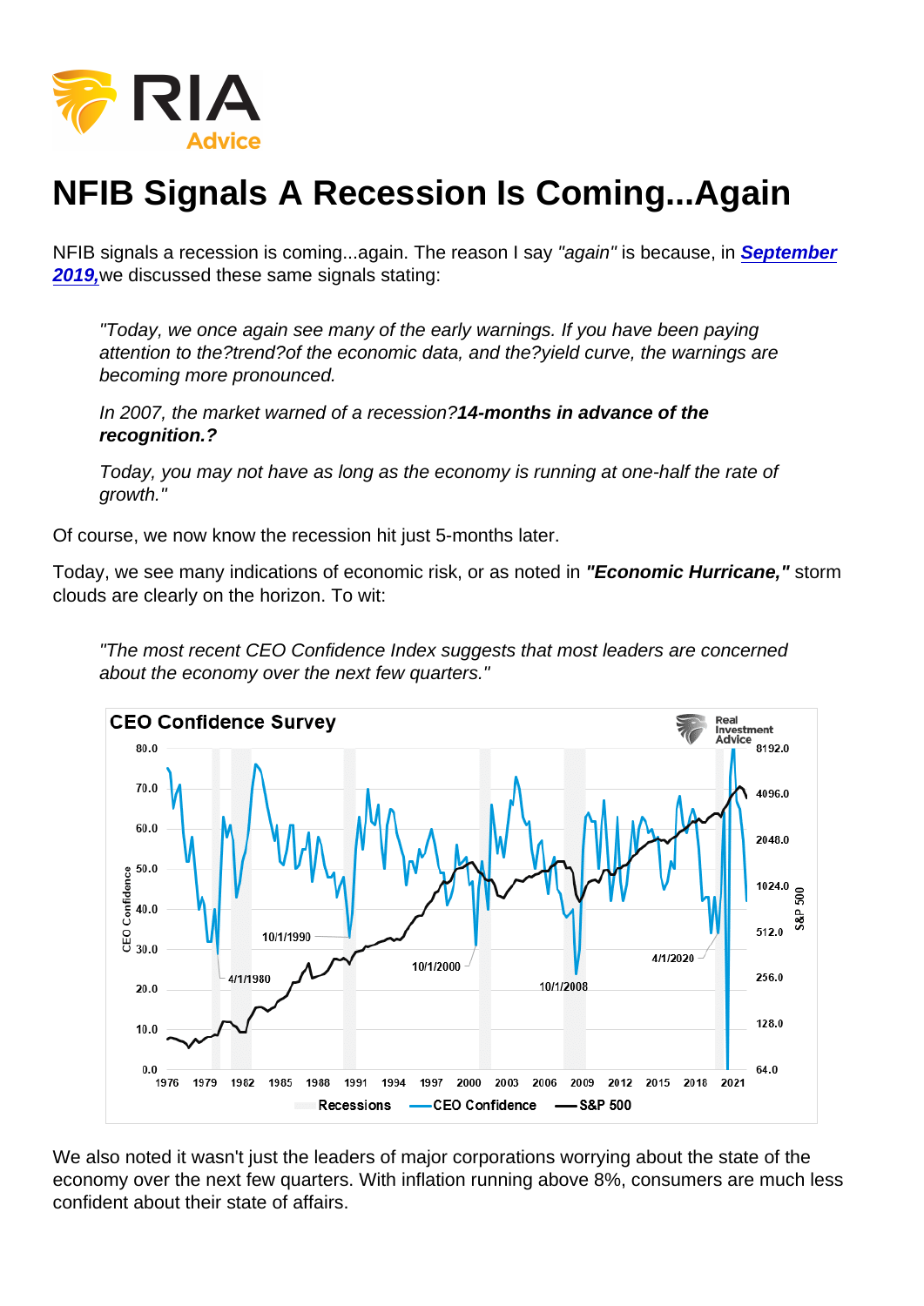# NFIB Signals A Recession Is Coming...Again

NFIB signals a recession is coming...again. The reason I say *"again"* is because, in **[September 2019,](#)** we discussed these same signals stating:

> *"Today, we once again see many of the early warnings. If you have been paying attention to the?trend?of the economic data, and the?yield curve, the warnings are becoming more pronounced.*
>
> *In 2007, the market warned of a recession?**14-months in advance of the recognition.?***
>
> *Today, you may not have as long as the economy is running at one-half the rate of growth."*

Of course, we now know the recession hit just 5-months later.

Today, we see many indications of economic risk, or as noted in ***"Economic Hurricane,"*** storm clouds are clearly on the horizon. To wit:

> *"The most recent CEO Confidence Index suggests that most leaders are concerned about the economy over the next few quarters."*

We also noted it wasn't just the leaders of major corporations worrying about the state of the economy over the next few quarters. With inflation running above 8%, consumers are much less confident about their state of affairs.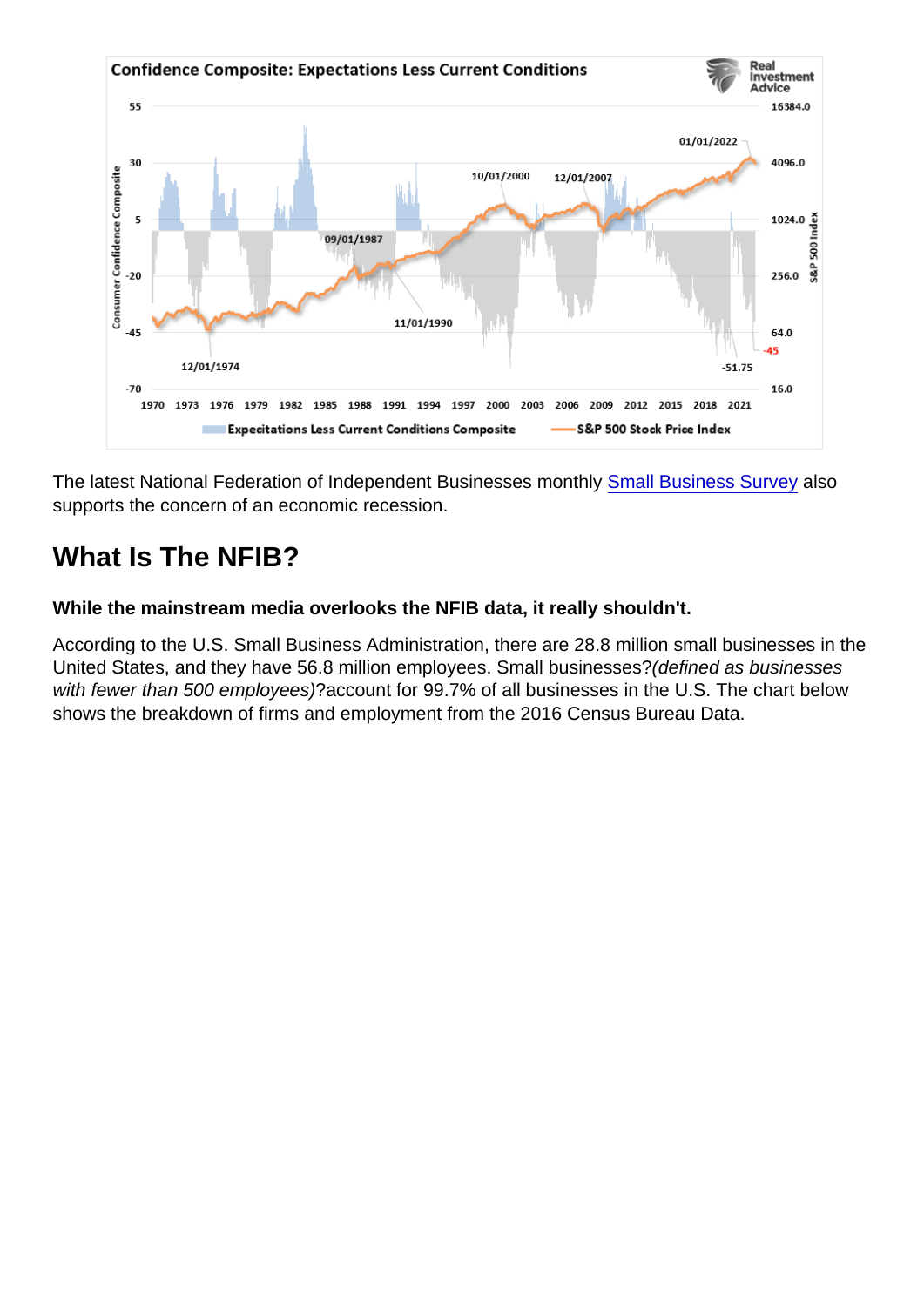The latest National Federation of Independent Businesses monthly Small Business Survey also supports the concern of an economic recession.

## What Is The NFIB?

**While the mainstream media overlooks the NFIB data, it really shouldn't.**

According to the U.S. Small Business Administration, there are 28.8 million small businesses in the United States, and they have 56.8 million employees. Small businesses?*(defined as businesses with fewer than 500 employees)*?account for 99.7% of all businesses in the U.S. The chart below shows the breakdown of firms and employment from the 2016 Census Bureau Data.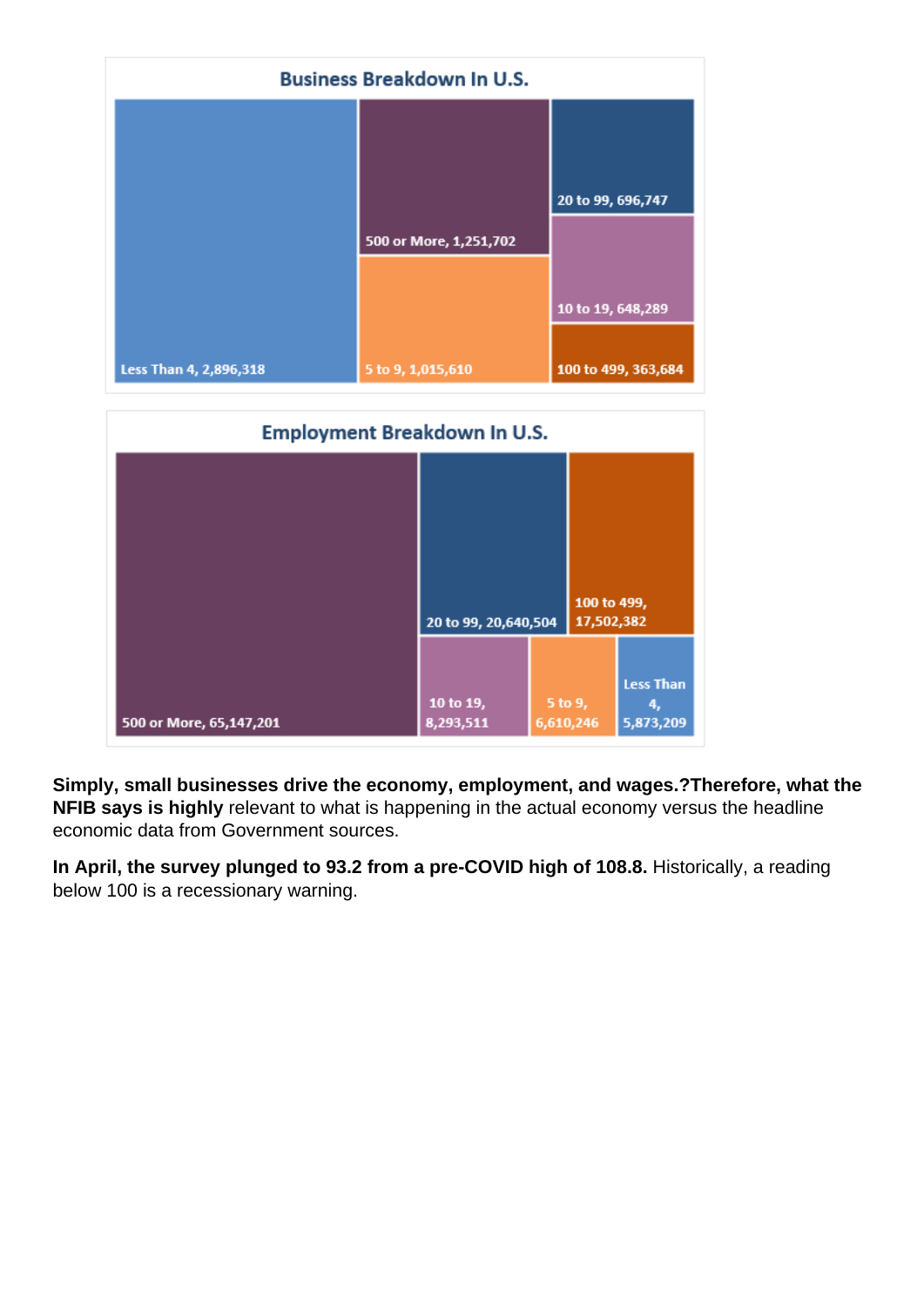## Business Breakdown In U.S.

| Category | Count |
|---|---|
| Less Than 4 | 2,896,318 |
| 500 or More | 1,251,702 |
| 5 to 9 | 1,015,610 |
| 20 to 99 | 696,747 |
| 10 to 19 | 648,289 |
| 100 to 499 | 363,684 |

## Employment Breakdown In U.S.

| Category | Count |
|---|---|
| 500 or More | 65,147,201 |
| 20 to 99 | 20,640,504 |
| 100 to 499 | 17,502,382 |
| 10 to 19 | 8,293,511 |
| 5 to 9 | 6,610,246 |
| Less Than 4 | 5,873,209 |

**Simply, small businesses drive the economy, employment, and wages.?Therefore, what the NFIB says is highly** relevant to what is happening in the actual economy versus the headline economic data from Government sources.

**In April, the survey plunged to 93.2 from a pre-COVID high of 108.8.** Historically, a reading below 100 is a recessionary warning.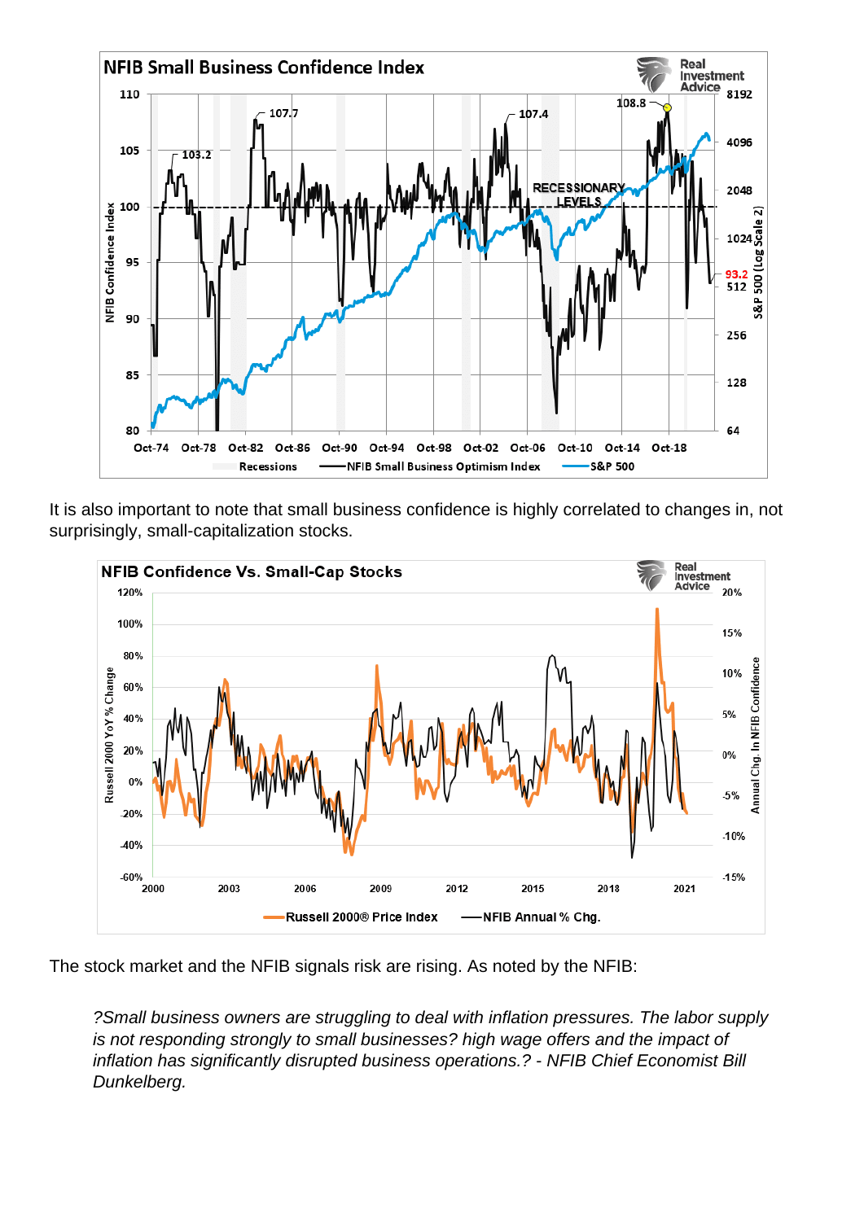It is also important to note that small business confidence is highly correlated to changes in, not surprisingly, small-capitalization stocks.

The stock market and the NFIB signals risk are rising. As noted by the NFIB:

> *?Small business owners are struggling to deal with inflation pressures. The labor supply is not responding strongly to small businesses? high wage offers and the impact of inflation has significantly disrupted business operations.? - NFIB Chief Economist Bill Dunkelberg.*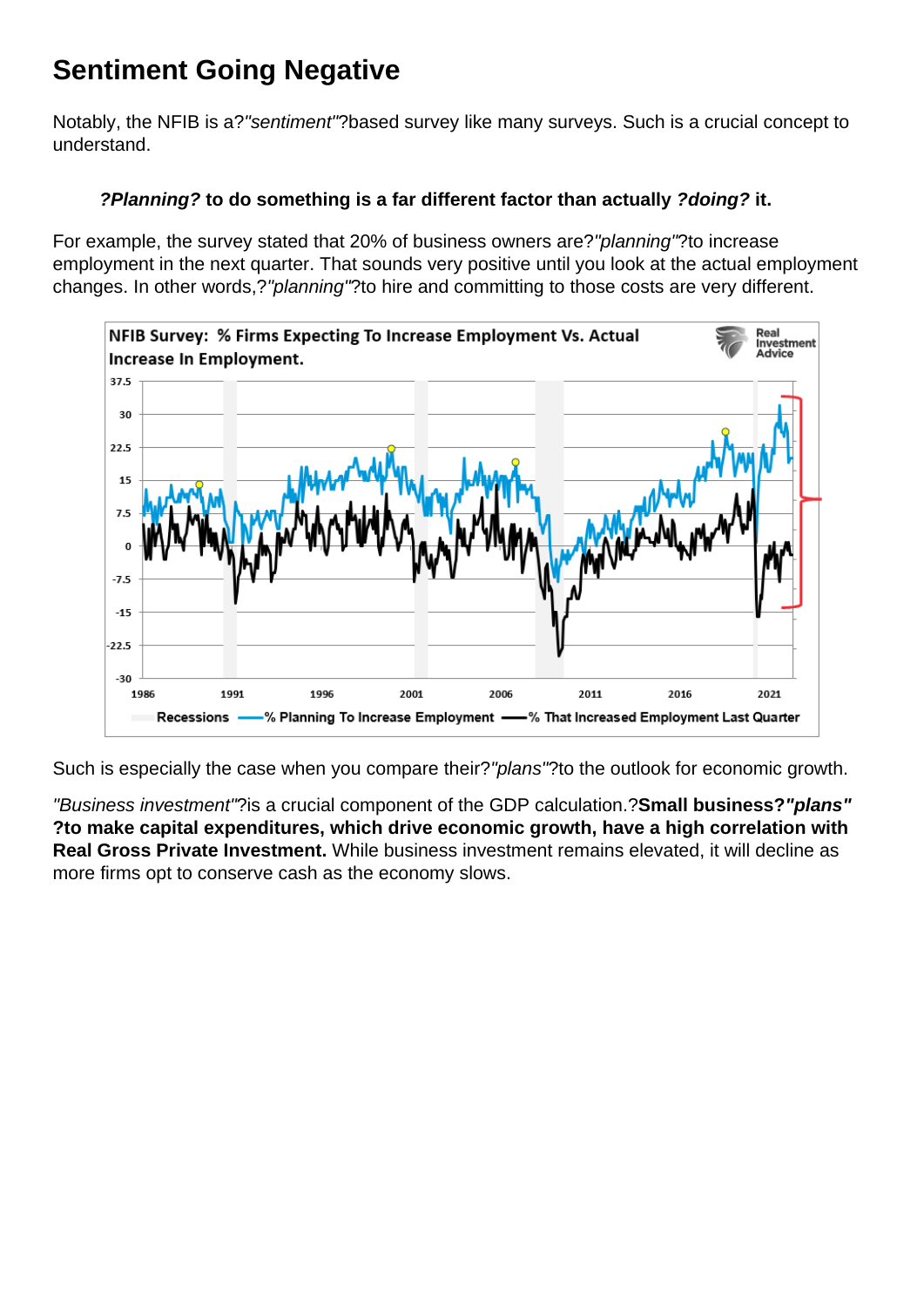## Sentiment Going Negative

Notably, the NFIB is a?*"sentiment"*?based survey like many surveys. Such is a crucial concept to understand.

> ***?Planning?* to do something is a far different factor than actually *?doing?* it.**

For example, the survey stated that 20% of business owners are?*"planning"*?to increase employment in the next quarter. That sounds very positive until you look at the actual employment changes. In other words,?*"planning"*?to hire and committing to those costs are very different.

Such is especially the case when you compare their?*"plans"*?to the outlook for economic growth.

*"Business investment"*?is a crucial component of the GDP calculation.?**Small business?*"plans"*?to make capital expenditures, which drive economic growth, have a high correlation with Real Gross Private Investment.** While business investment remains elevated, it will decline as more firms opt to conserve cash as the economy slows.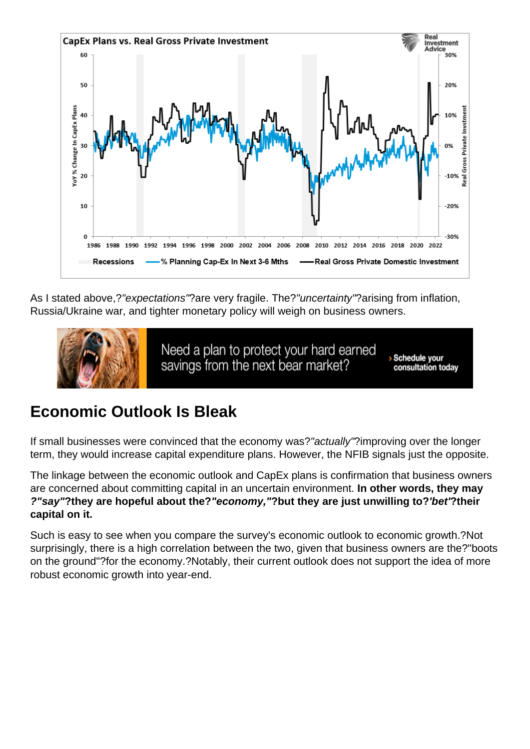As I stated above,?"*expectations*"?are very fragile. The?"*uncertainty*"?arising from inflation, Russia/Ukraine war, and tighter monetary policy will weigh on business owners.

## Economic Outlook Is Bleak

If small businesses were convinced that the economy was?"*actually*"?improving over the longer term, they would increase capital expenditure plans. However, the NFIB signals just the opposite.

The linkage between the economic outlook and CapEx plans is confirmation that business owners are concerned about committing capital in an uncertain environment. **In other words, they may *?"say"*?they are hopeful about the?*"economy,"*?but they are just unwilling to?*'bet'*?their capital on it.**

Such is easy to see when you compare the survey's economic outlook to economic growth.?Not surprisingly, there is a high correlation between the two, given that business owners are the?"boots on the ground"?for the economy.?Notably, their current outlook does not support the idea of more robust economic growth into year-end.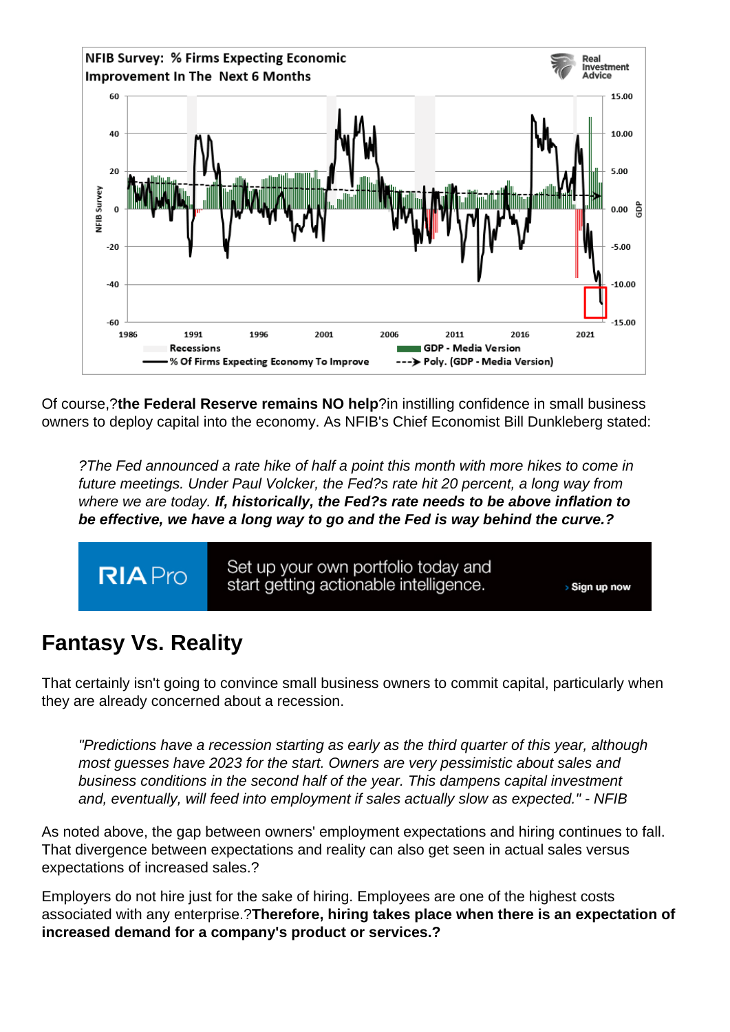Of course,?**the Federal Reserve remains NO help**?in instilling confidence in small business owners to deploy capital into the economy. As NFIB's Chief Economist Bill Dunkleberg stated:

> *?The Fed announced a rate hike of half a point this month with more hikes to come in future meetings. Under Paul Volcker, the Fed?s rate hit 20 percent, a long way from where we are today.* ***If, historically, the Fed?s rate needs to be above inflation to be effective, we have a long way to go and the Fed is way behind the curve.?***

RIA Pro — Set up your own portfolio today and start getting actionable intelligence. › Sign up now

## Fantasy Vs. Reality

That certainly isn't going to convince small business owners to commit capital, particularly when they are already concerned about a recession.

> *"Predictions have a recession starting as early as the third quarter of this year, although most guesses have 2023 for the start. Owners are very pessimistic about sales and business conditions in the second half of the year. This dampens capital investment and, eventually, will feed into employment if sales actually slow as expected." - NFIB*

As noted above, the gap between owners' employment expectations and hiring continues to fall. That divergence between expectations and reality can also get seen in actual sales versus expectations of increased sales.?

Employers do not hire just for the sake of hiring. Employees are one of the highest costs associated with any enterprise.?**Therefore, hiring takes place when there is an expectation of increased demand for a company's product or services.?**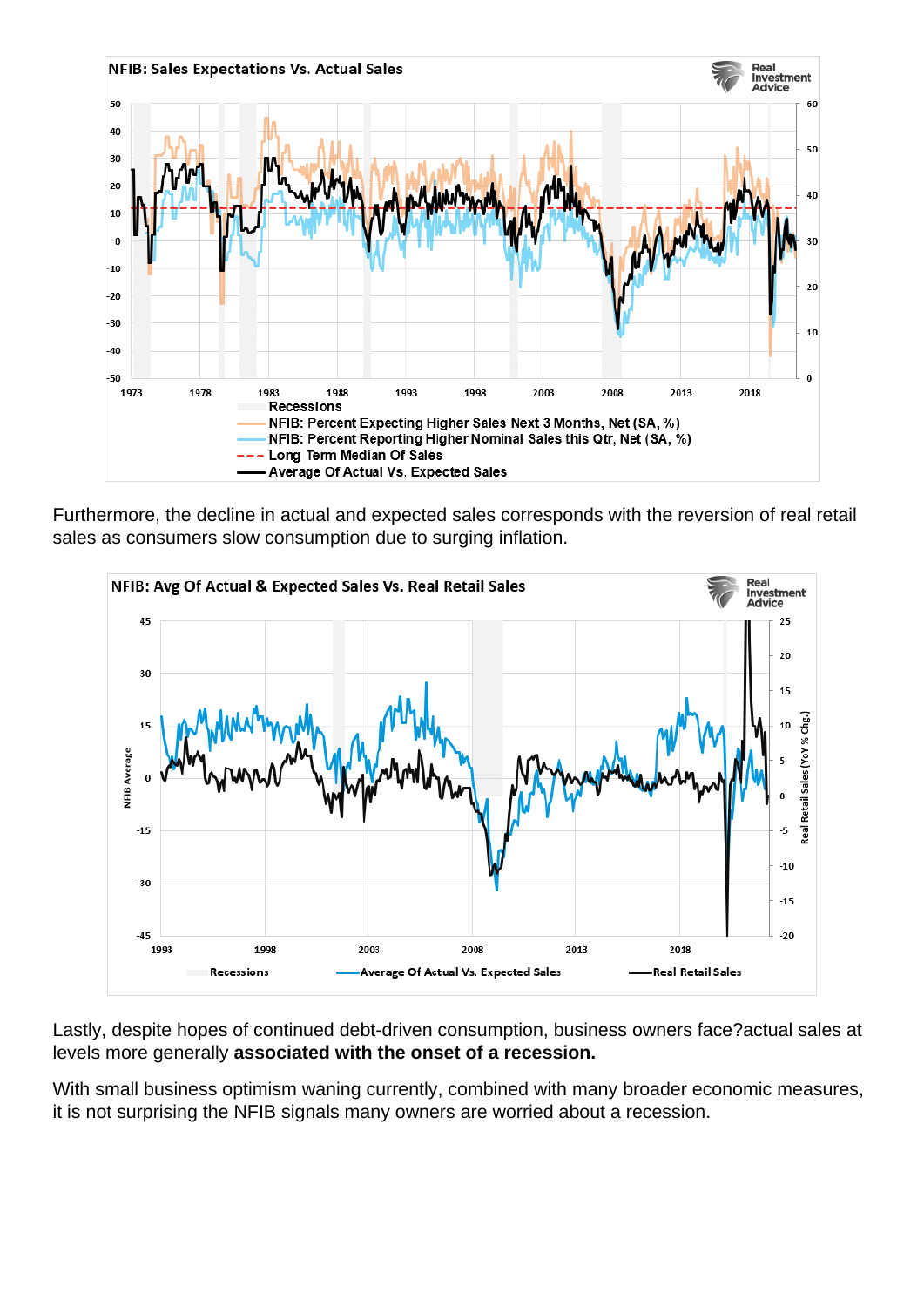Furthermore, the decline in actual and expected sales corresponds with the reversion of real retail sales as consumers slow consumption due to surging inflation.

Lastly, despite hopes of continued debt-driven consumption, business owners face?actual sales at levels more generally **associated with the onset of a recession.**

With small business optimism waning currently, combined with many broader economic measures, it is not surprising the NFIB signals many owners are worried about a recession.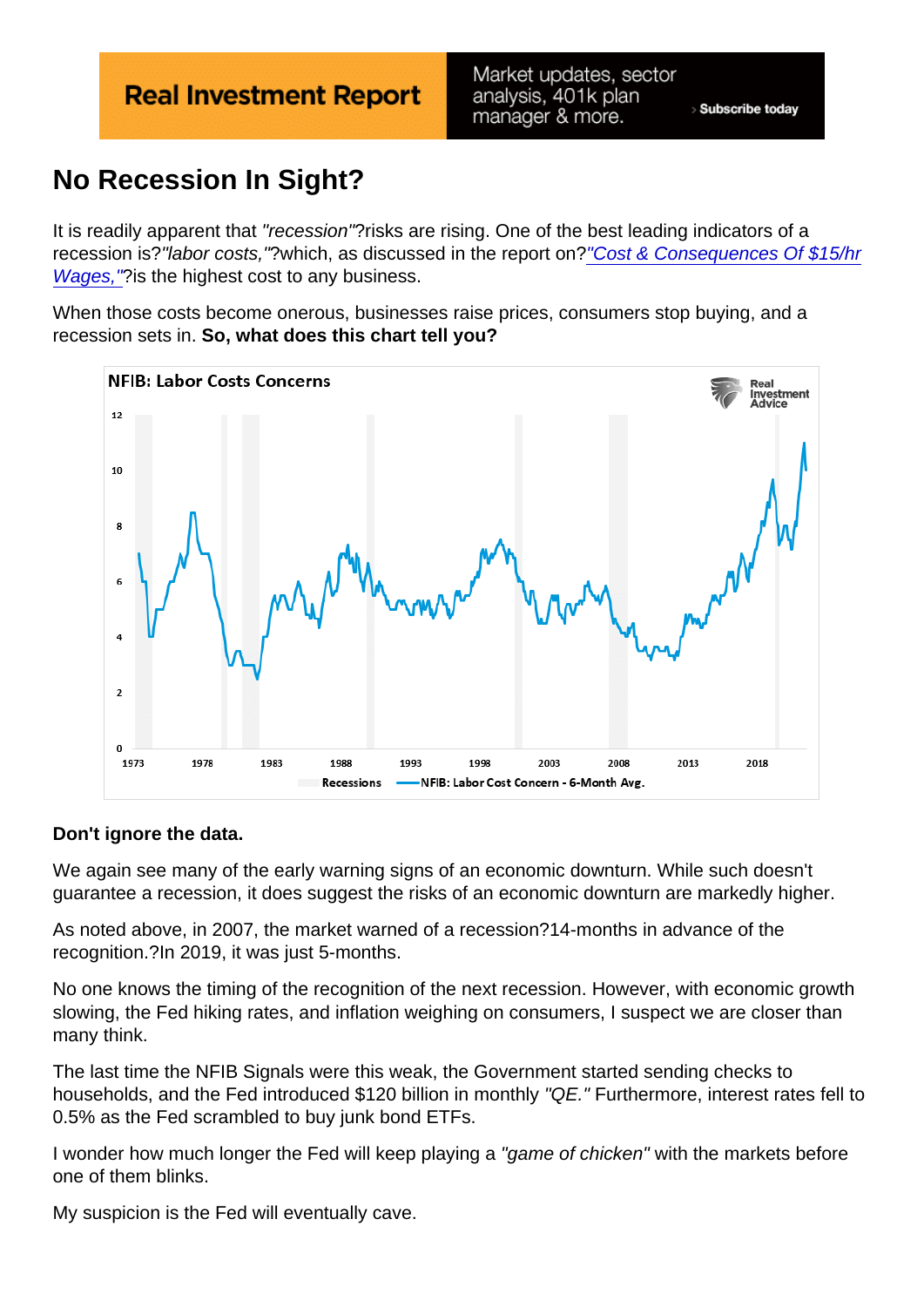Real Investment Report

Market updates, sector analysis, 401k plan manager & more.

› Subscribe today

## No Recession In Sight?

It is readily apparent that *"recession"*?risks are rising. One of the best leading indicators of a recession is?*"labor costs,"*?which, as discussed in the report on?[*"Cost & Consequences Of $15/hr Wages,"*]?is the highest cost to any business.

When those costs become onerous, businesses raise prices, consumers stop buying, and a recession sets in. **So, what does this chart tell you?**

NFIB: Labor Costs Concerns

Real Investment Advice

12
10
8
6
4
2
0

1973 1978 1983 1988 1993 1998 2003 2008 2013 2018

Recessions — NFIB: Labor Cost Concern - 6-Month Avg.

**Don't ignore the data.**

We again see many of the early warning signs of an economic downturn. While such doesn't guarantee a recession, it does suggest the risks of an economic downturn are markedly higher.

As noted above, in 2007, the market warned of a recession?14-months in advance of the recognition.?In 2019, it was just 5-months.

No one knows the timing of the recognition of the next recession. However, with economic growth slowing, the Fed hiking rates, and inflation weighing on consumers, I suspect we are closer than many think.

The last time the NFIB Signals were this weak, the Government started sending checks to households, and the Fed introduced $120 billion in monthly *"QE."* Furthermore, interest rates fell to 0.5% as the Fed scrambled to buy junk bond ETFs.

I wonder how much longer the Fed will keep playing a *"game of chicken"* with the markets before one of them blinks.

My suspicion is the Fed will eventually cave.